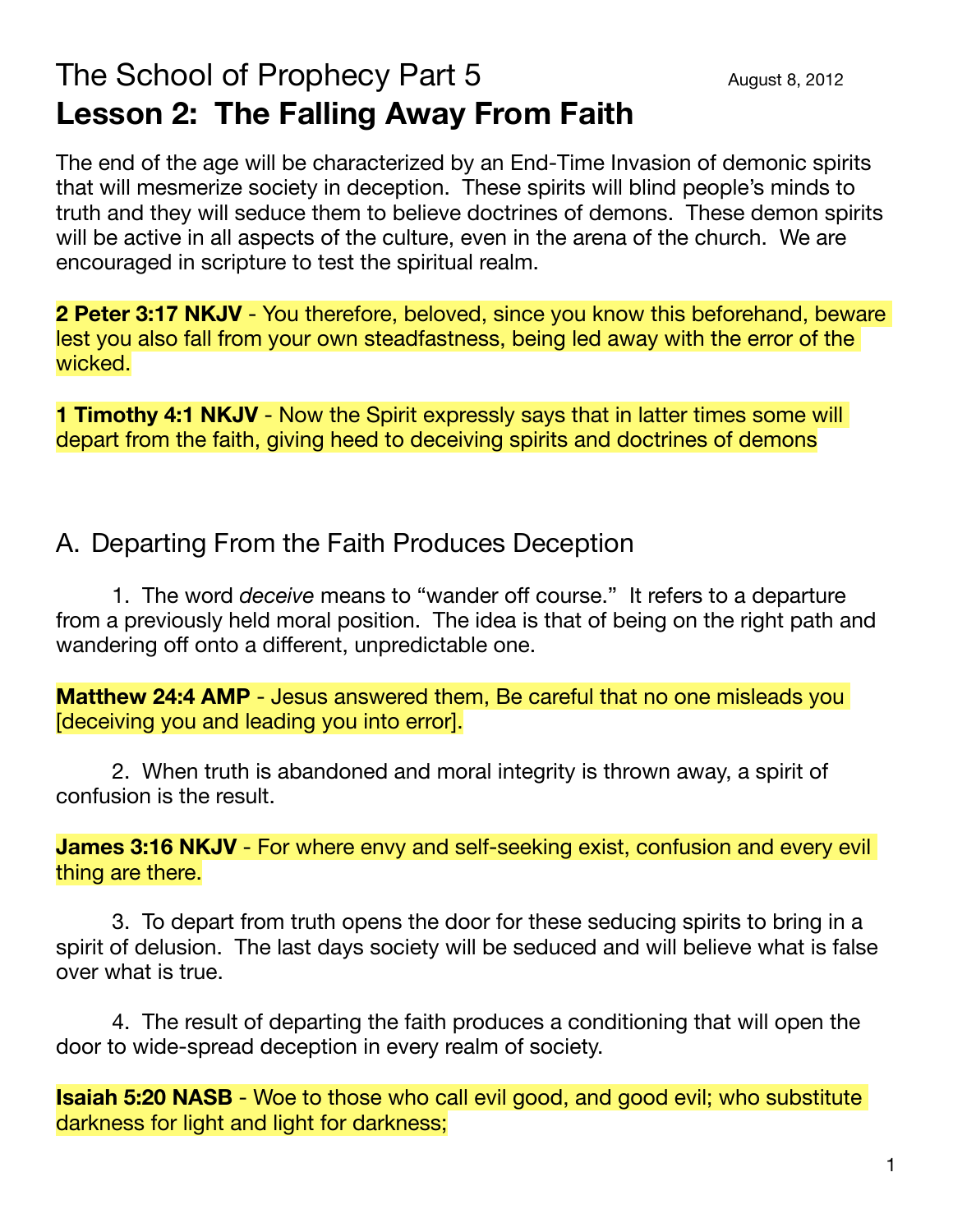# The School of Prophecy Part 5

August 8, 2012

## Lesson 2: The Falling Away From Faith

The end of the age will be characterized by an End-Time Invasion of demonic spirits that will mesmerize society in deception. These spirits will blind people's minds to truth and they will seduce them to believe doctrines of demons. These demon spirits will be active in all aspects of the culture, even in the arena of the church. We are encouraged in scripture to test the spiritual realm.

**2 Peter 3:17 NKJV** - You therefore, beloved, since you know this beforehand, beware lest you also fall from your own steadfastness, being led away with the error of the wicked.

**1 Timothy 4:1 NKJV** - Now the Spirit expressly says that in latter times some will depart from the faith, giving heed to deceiving spirits and doctrines of demons

### A. Departing From the Faith Produces Deception

1. The word *deceive* means to "wander off course." It refers to a departure from a previously held moral position. The idea is that of being on the right path and wandering off onto a different, unpredictable one.

**Matthew 24:4 AMP** - Jesus answered them, Be careful that no one misleads you [deceiving you and leading you into error].

2. When truth is abandoned and moral integrity is thrown away, a spirit of confusion is the result.

**James 3:16 NKJV** - For where envy and self-seeking exist, confusion and every evil thing are there.

3. To depart from truth opens the door for these seducing spirits to bring in a spirit of delusion. The last days society will be seduced and will believe what is false over what is true.

4. The result of departing the faith produces a conditioning that will open the door to wide-spread deception in every realm of society.

**Isaiah 5:20 NASB** - Woe to those who call evil good, and good evil; who substitute darkness for light and light for darkness;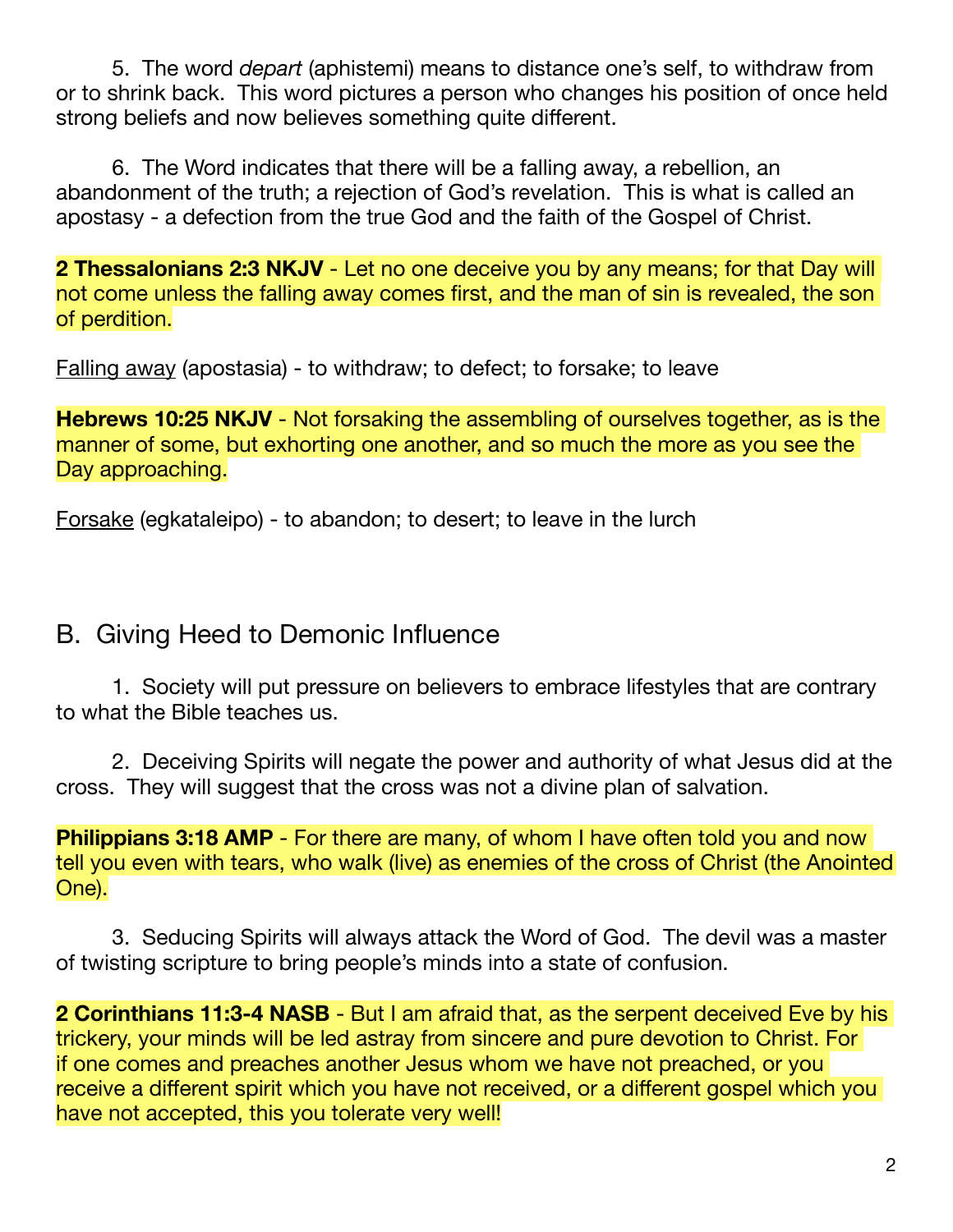5. The word *depart* (aphistemi) means to distance one's self, to withdraw from or to shrink back. This word pictures a person who changes his position of once held strong beliefs and now believes something quite different.

6. The Word indicates that there will be a falling away, a rebellion, an abandonment of the truth; a rejection of God's revelation. This is what is called an apostasy - a defection from the true God and the faith of the Gospel of Christ.

**2 Thessalonians 2:3 NKJV** - Let no one deceive you by any means; for that Day will not come unless the falling away comes first, and the man of sin is revealed, the son of perdition.

<u>Falling away</u> (apostasia) - to withdraw; to defect; to forsake; to leave

**Hebrews 10:25 NKJV** - Not forsaking the assembling of ourselves together, as is the manner of some, but exhorting one another, and so much the more as you see the Day approaching.

<u>Forsake</u> (egkataleipo) - to abandon; to desert; to leave in the lurch

## B. Giving Heed to Demonic Influence

1. Society will put pressure on believers to embrace lifestyles that are contrary to what the Bible teaches us.

2. Deceiving Spirits will negate the power and authority of what Jesus did at the cross. They will suggest that the cross was not a divine plan of salvation.

**Philippians 3:18 AMP** - For there are many, of whom I have often told you and now tell you even with tears, who walk (live) as enemies of the cross of Christ (the Anointed One).

3. Seducing Spirits will always attack the Word of God. The devil was a master of twisting scripture to bring people's minds into a state of confusion.

**2 Corinthians 11:3-4 NASB** - But I am afraid that, as the serpent deceived Eve by his trickery, your minds will be led astray from sincere and pure devotion to Christ. For if one comes and preaches another Jesus whom we have not preached, or you receive a different spirit which you have not received, or a different gospel which you have not accepted, this you tolerate very well!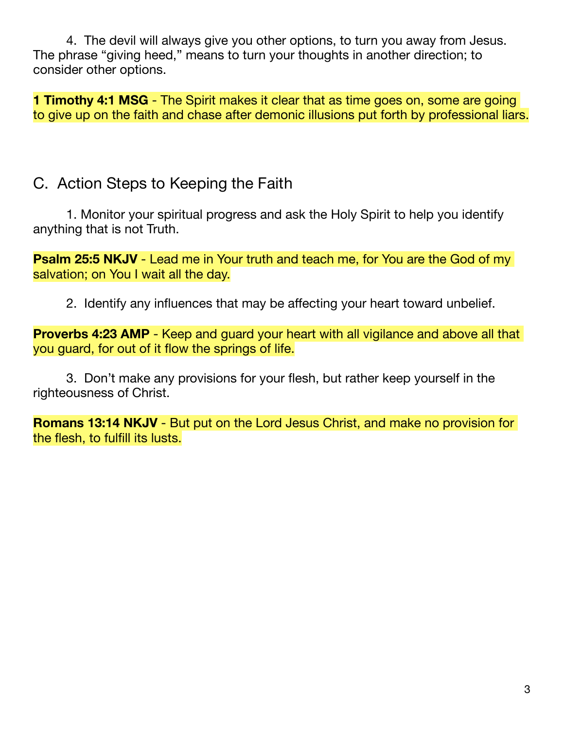4. The devil will always give you other options, to turn you away from Jesus. The phrase “giving heed,” means to turn your thoughts in another direction; to consider other options.

**1 Timothy 4:1 MSG** - The Spirit makes it clear that as time goes on, some are going to give up on the faith and chase after demonic illusions put forth by professional liars.

## C. Action Steps to Keeping the Faith

1. Monitor your spiritual progress and ask the Holy Spirit to help you identify anything that is not Truth.

**Psalm 25:5 NKJV** - Lead me in Your truth and teach me, for You are the God of my salvation; on You I wait all the day.

2. Identify any influences that may be affecting your heart toward unbelief.

**Proverbs 4:23 AMP** - Keep and guard your heart with all vigilance and above all that you guard, for out of it flow the springs of life.

3. Don’t make any provisions for your flesh, but rather keep yourself in the righteousness of Christ.

**Romans 13:14 NKJV** - But put on the Lord Jesus Christ, and make no provision for the flesh, to fulfill its lusts.